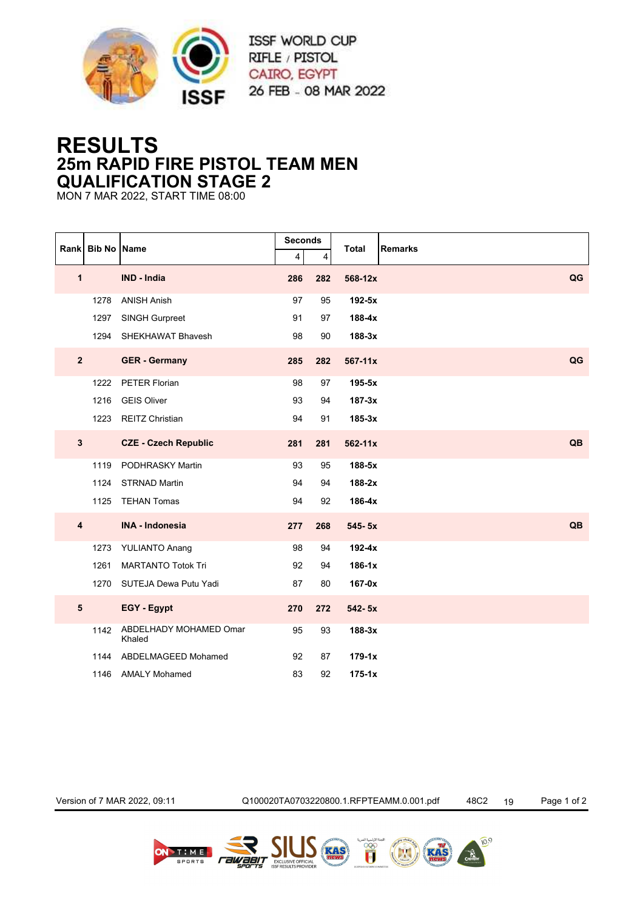ISSF WORLD CUP
RIFLE / PISTOL
CAIRO, EGYPT
26 FEB - 08 MAR 2022

# RESULTS
## 25m RAPID FIRE PISTOL TEAM MEN
## QUALIFICATION STAGE 2

MON 7 MAR 2022, START TIME 08:00

| Rank | Bib No | Name | Seconds | | Total | Remarks |
|---|---|---|---|---|---|---|
| | | | 4 | 4 | | |
| **1** | | **IND - India** | **286** | **282** | **568-12x** | **QG** |
| | 1278 | ANISH Anish | 97 | 95 | **192-5x** | |
| | 1297 | SINGH Gurpreet | 91 | 97 | **188-4x** | |
| | 1294 | SHEKHAWAT Bhavesh | 98 | 90 | **188-3x** | |
| **2** | | **GER - Germany** | **285** | **282** | **567-11x** | **QG** |
| | 1222 | PETER Florian | 98 | 97 | **195-5x** | |
| | 1216 | GEIS Oliver | 93 | 94 | **187-3x** | |
| | 1223 | REITZ Christian | 94 | 91 | **185-3x** | |
| **3** | | **CZE - Czech Republic** | **281** | **281** | **562-11x** | **QB** |
| | 1119 | PODHRASKY Martin | 93 | 95 | **188-5x** | |
| | 1124 | STRNAD Martin | 94 | 94 | **188-2x** | |
| | 1125 | TEHAN Tomas | 94 | 92 | **186-4x** | |
| **4** | | **INA - Indonesia** | **277** | **268** | **545- 5x** | **QB** |
| | 1273 | YULIANTO Anang | 98 | 94 | **192-4x** | |
| | 1261 | MARTANTO Totok Tri | 92 | 94 | **186-1x** | |
| | 1270 | SUTEJA Dewa Putu Yadi | 87 | 80 | **167-0x** | |
| **5** | | **EGY - Egypt** | **270** | **272** | **542- 5x** | |
| | 1142 | ABDELHADY MOHAMED Omar Khaled | 95 | 93 | **188-3x** | |
| | 1144 | ABDELMAGEED Mohamed | 92 | 87 | **179-1x** | |
| | 1146 | AMALY Mohamed | 83 | 92 | **175-1x** | |

Version of 7 MAR 2022, 09:11 Q100020TA0703220800.1.RFPTEAMM.0.001.pdf 48C2 19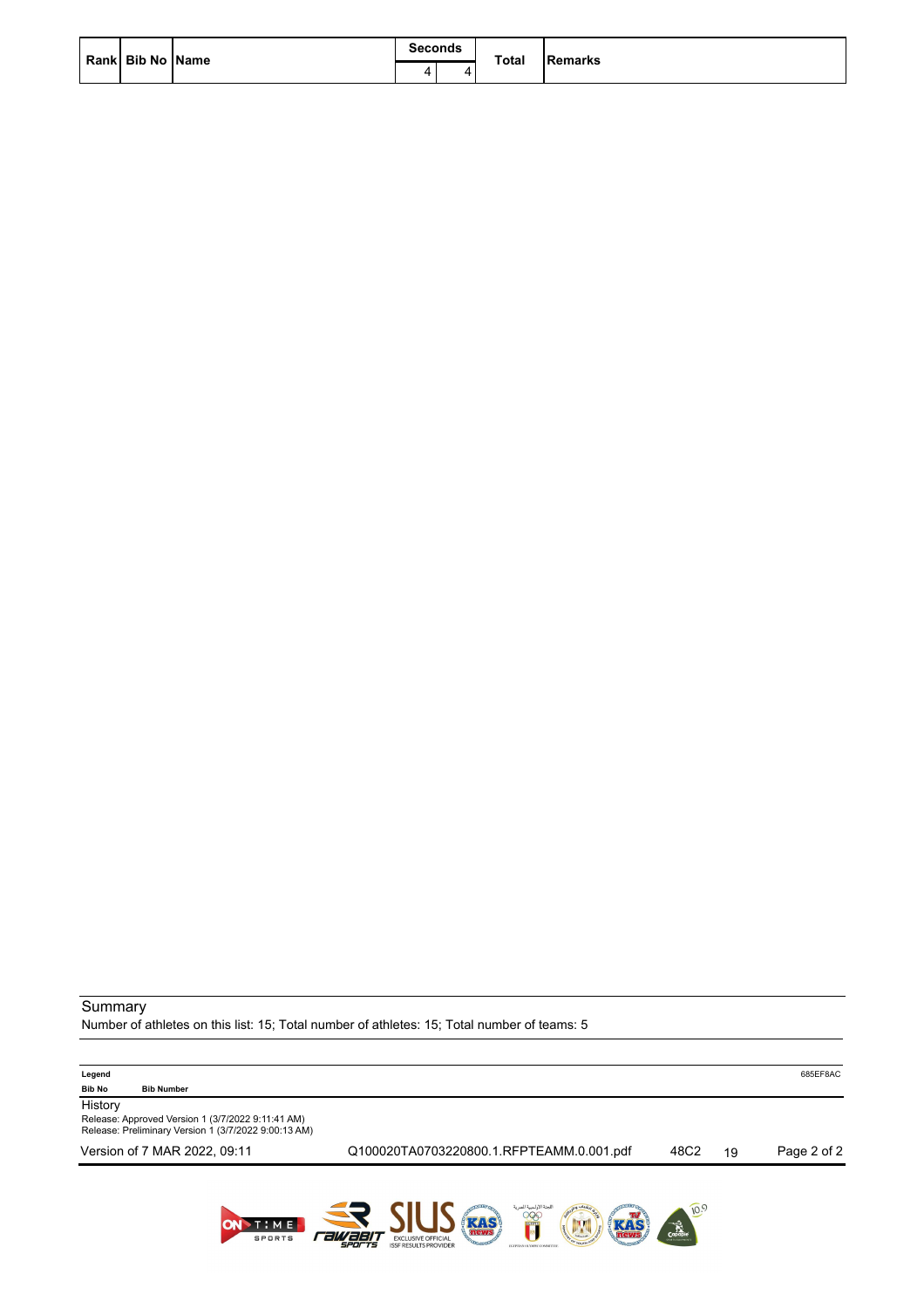| Rank | Bib No | Name | Seconds | | Total | Remarks |
|---|---|---|---|---|---|---|
| | | | 4 | 4 | | |

Summary

Number of athletes on this list: 15; Total number of athletes: 15; Total number of teams: 5

**Legend** 685EF8AC

**Bib No** **Bib Number**

History

Release: Approved Version 1 (3/7/2022 9:11:41 AM)
Release: Preliminary Version 1 (3/7/2022 9:00:13 AM)

Version of 7 MAR 2022, 09:11 Q100020TA0703220800.1.RFPTEAMM.0.001.pdf 48C2 19